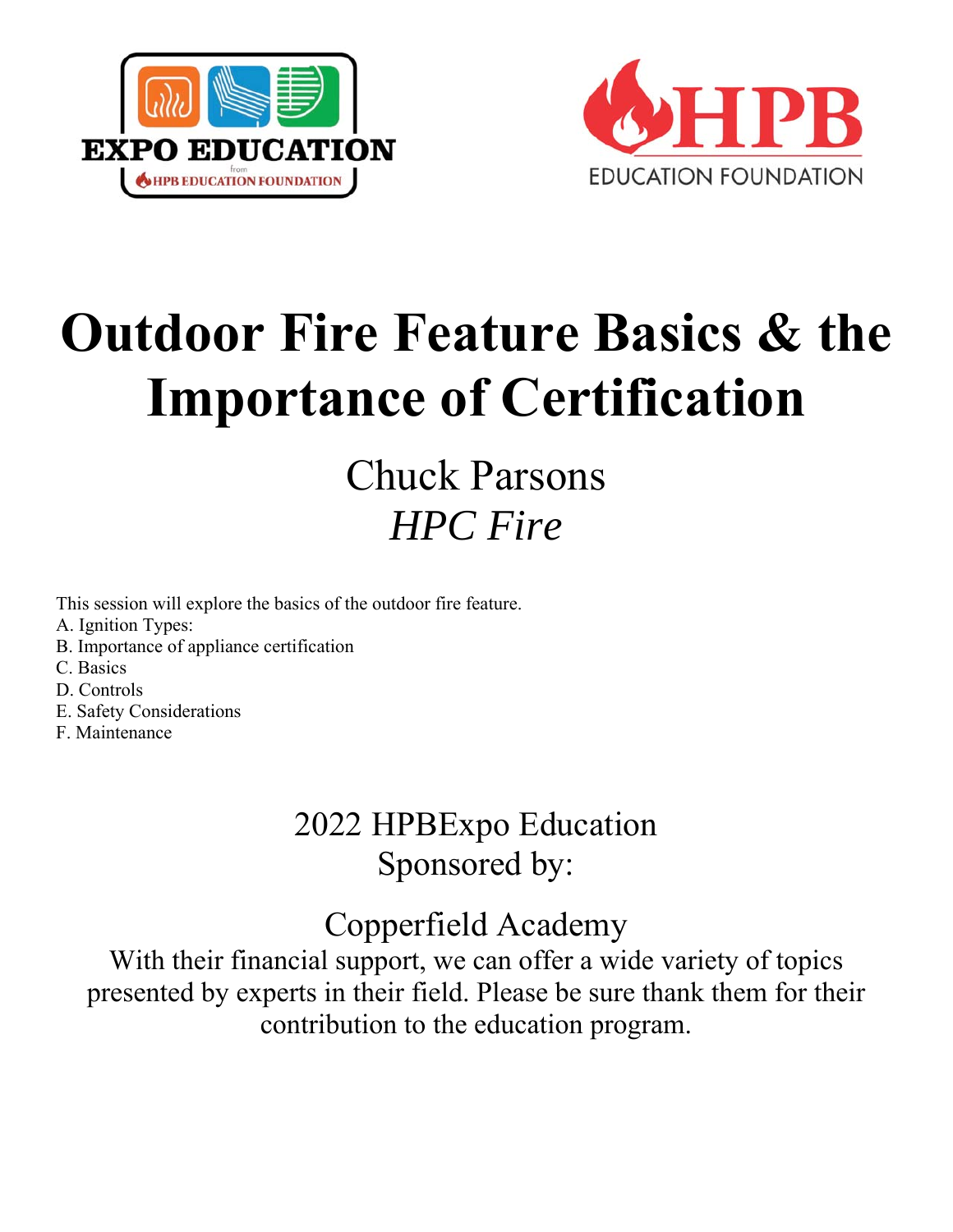EXPO EDUCATION
from HPB EDUCATION FOUNDATION

HPB EDUCATION FOUNDATION

# Outdoor Fire Feature Basics & the Importance of Certification

## Chuck Parsons
*HPC Fire*

This session will explore the basics of the outdoor fire feature.
A. Ignition Types:
B. Importance of appliance certification
C. Basics
D. Controls
E. Safety Considerations
F. Maintenance

2022 HPBExpo Education
Sponsored by:

Copperfield Academy

With their financial support, we can offer a wide variety of topics presented by experts in their field. Please be sure thank them for their contribution to the education program.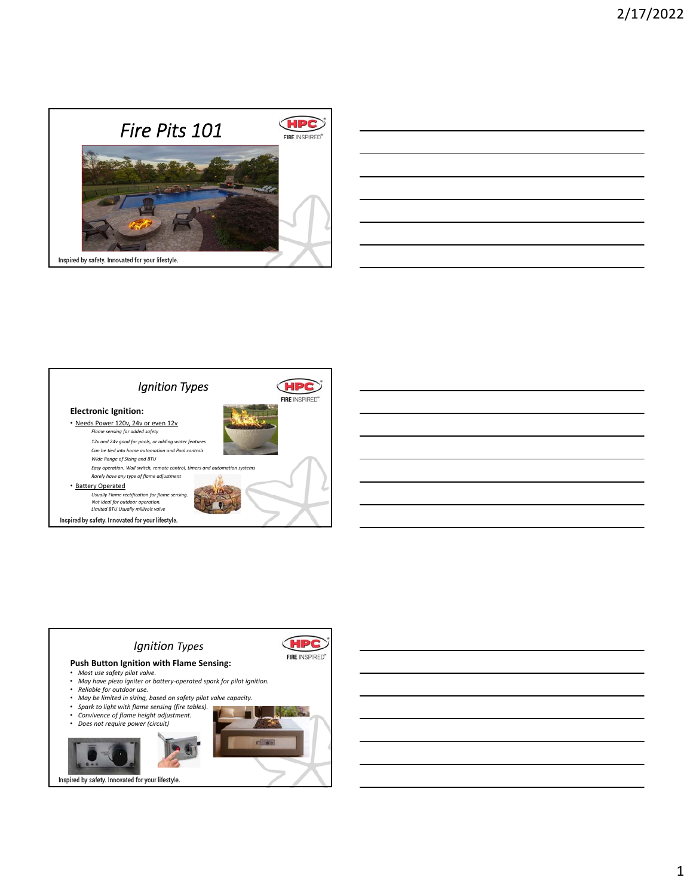# Fire Pits 101

HPC FIRE INSPIRED®

Inspired by safety. Innovated for your lifestyle.

## Ignition Types

HPC FIRE INSPIRED®

**Electronic Ignition:**

- Needs Power 120v, 24v or even 12v
  - *Flame sensing for added safety*
  - *12v and 24v good for pools, or adding water features*
  - *Can be tied into home automation and Pool controls*
  - *Wide Range of Sizing and BTU*
  - *Easy operation. Wall switch, remote control, timers and automation systems*
  - *Rarely have any type of flame adjustment*
- Battery Operated
  - *Usually Flame rectification for flame sensing.*
  - *Not ideal for outdoor operation.*
  - *Limited BTU Usually millivolt valve*

Inspired by safety. Innovated for your lifestyle.

## Ignition Types

HPC FIRE INSPIRED®

**Push Button Ignition with Flame Sensing:**

- *Most use safety pilot valve.*
- *May have piezo igniter or battery-operated spark for pilot ignition.*
- *Reliable for outdoor use.*
- *May be limited in sizing, based on safety pilot valve capacity.*
- *Spark to light with flame sensing (fire tables).*
- *Convivence of flame height adjustment.*
- *Does not require power (circuit)*

Inspired by safety. Innovated for your lifestyle.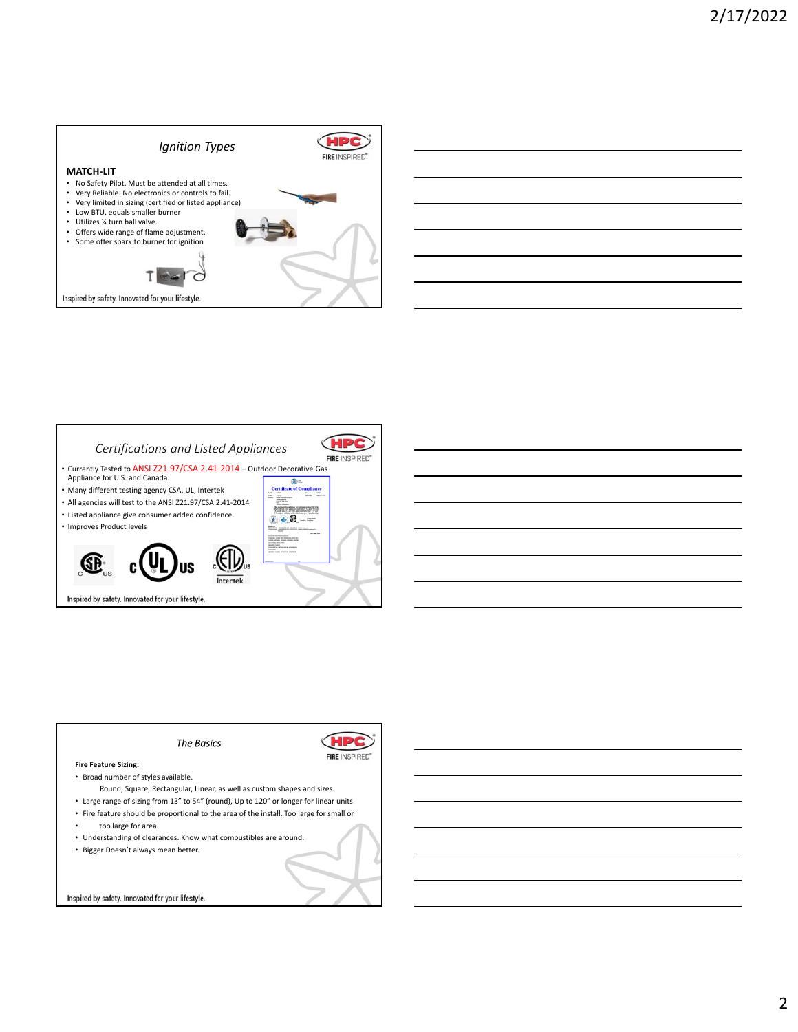## Ignition Types

**MATCH-LIT**

- No Safety Pilot. Must be attended at all times.
- Very Reliable. No electronics or controls to fail.
- Very limited in sizing (certified or listed appliance)
- Low BTU, equals smaller burner
- Utilizes ¼ turn ball valve.
- Offers wide range of flame adjustment.
- Some offer spark to burner for ignition

Inspired by safety. Innovated for your lifestyle.

## Certifications and Listed Appliances

- Currently Tested to ANSI Z21.97/CSA 2.41-2014 – Outdoor Decorative Gas Appliance for U.S. and Canada.
- Many different testing agency CSA, UL, Intertek
- All agencies will test to the ANSI Z21.97/CSA 2.41-2014
- Listed appliance give consumer added confidence.
- Improves Product levels

Inspired by safety. Innovated for your lifestyle.

## The Basics

**Fire Feature Sizing:**

- Broad number of styles available.
  Round, Square, Rectangular, Linear, as well as custom shapes and sizes.
- Large range of sizing from 13" to 54" (round), Up to 120" or longer for linear units
- Fire feature should be proportional to the area of the install. Too large for small or
- too large for area.
- Understanding of clearances. Know what combustibles are around.
- Bigger Doesn't always mean better.

Inspired by safety. Innovated for your lifestyle.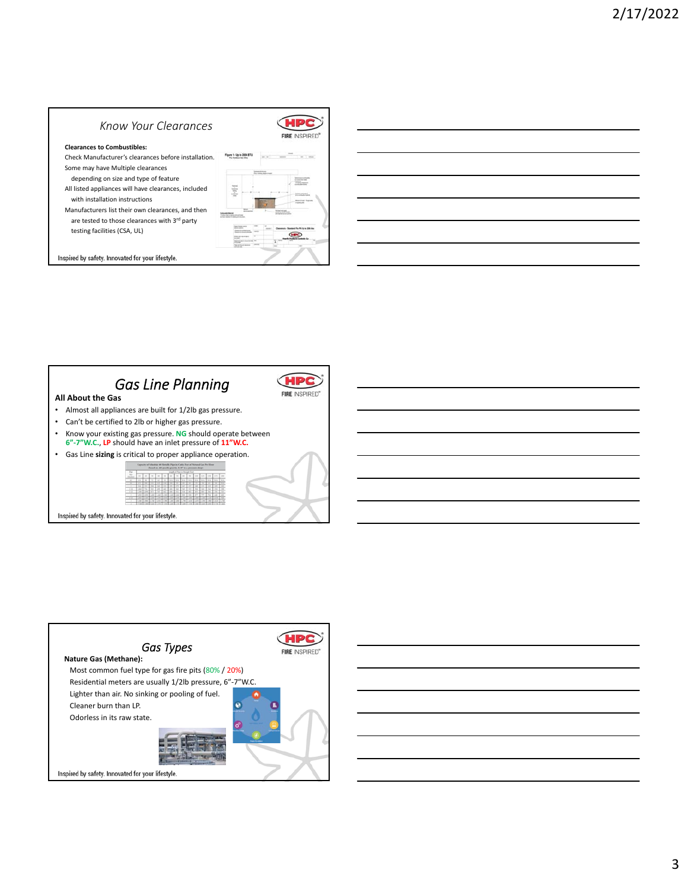## Know Your Clearances

**Clearances to Combustibles:**

Check Manufacturer's clearances before installation.

Some may have Multiple clearances depending on size and type of feature

All listed appliances will have clearances, included with installation instructions

Manufacturers list their own clearances, and then are tested to those clearances with 3rd party testing facilities (CSA, UL)

Inspired by safety. Innovated for your lifestyle.

## Gas Line Planning

**All About the Gas**

- Almost all appliances are built for 1/2lb gas pressure.
- Can't be certified to 2lb or higher gas pressure.
- Know your existing gas pressure. **NG** should operate between **6"-7"W.C.**, **LP** should have an inlet pressure of **11"W.C.**
- Gas Line **sizing** is critical to proper appliance operation.

Inspired by safety. Innovated for your lifestyle.

## Gas Types

**Nature Gas (Methane):**

Most common fuel type for gas fire pits (80% / 20%)

Residential meters are usually 1/2lb pressure, 6"-7"W.C.

Lighter than air. No sinking or pooling of fuel.

Cleaner burn than LP.

Odorless in its raw state.

Inspired by safety. Innovated for your lifestyle.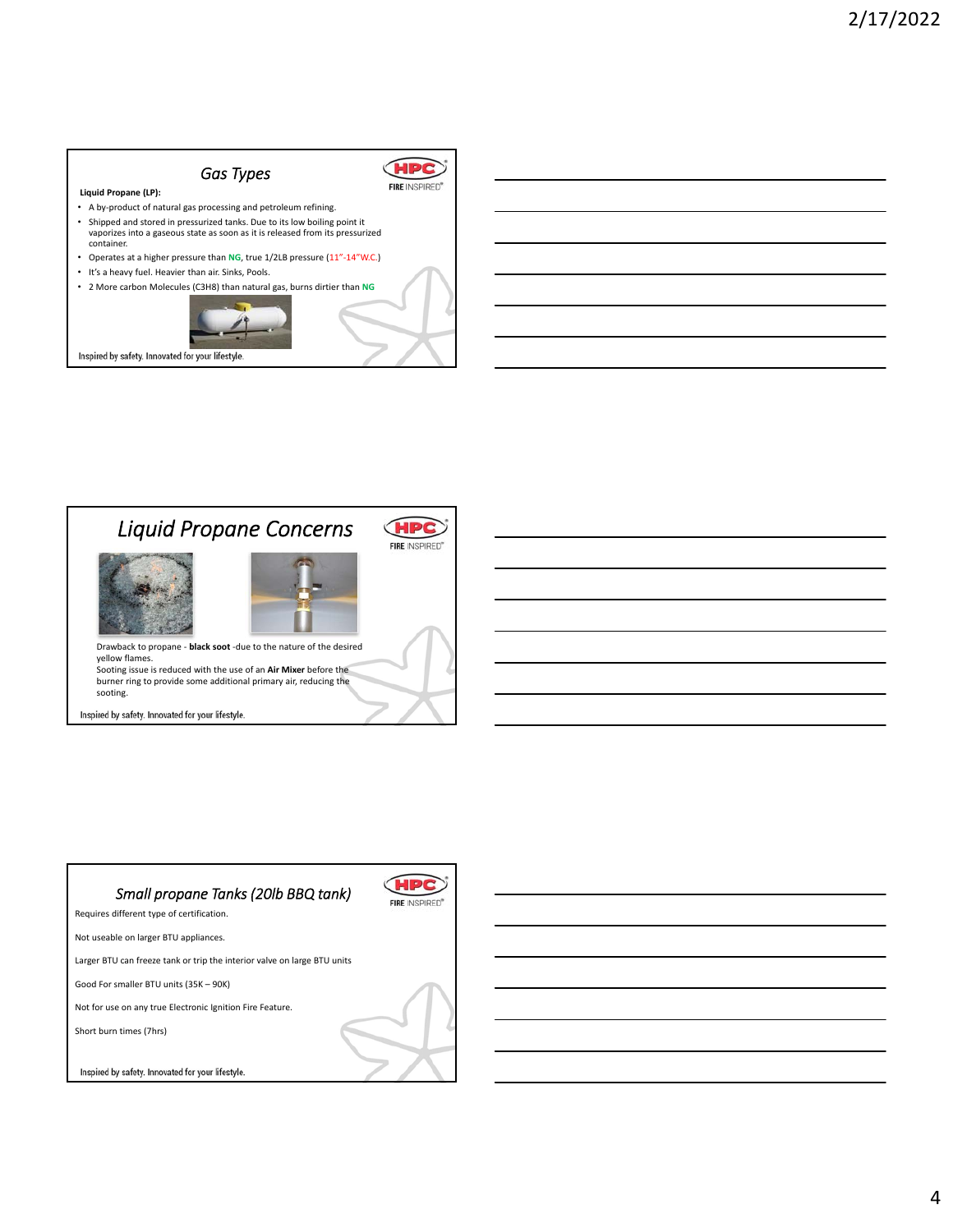## Gas Types

**Liquid Propane (LP):**

- A by-product of natural gas processing and petroleum refining.
- Shipped and stored in pressurized tanks. Due to its low boiling point it vaporizes into a gaseous state as soon as it is released from its pressurized container.
- Operates at a higher pressure than NG, true 1/2LB pressure (11"-14"W.C.)
- It's a heavy fuel. Heavier than air. Sinks, Pools.
- 2 More carbon Molecules ($C_3H_8$) than natural gas, burns dirtier than NG

Inspired by safety. Innovated for your lifestyle.

## Liquid Propane Concerns

Drawback to propane - **black soot** -due to the nature of the desired yellow flames.
Sooting issue is reduced with the use of an **Air Mixer** before the burner ring to provide some additional primary air, reducing the sooting.

Inspired by safety. Innovated for your lifestyle.

## Small propane Tanks (20lb BBQ tank)

Requires different type of certification.

Not useable on larger BTU appliances.

Larger BTU can freeze tank or trip the interior valve on large BTU units

Good For smaller BTU units (35K – 90K)

Not for use on any true Electronic Ignition Fire Feature.

Short burn times (7hrs)

Inspired by safety. Innovated for your lifestyle.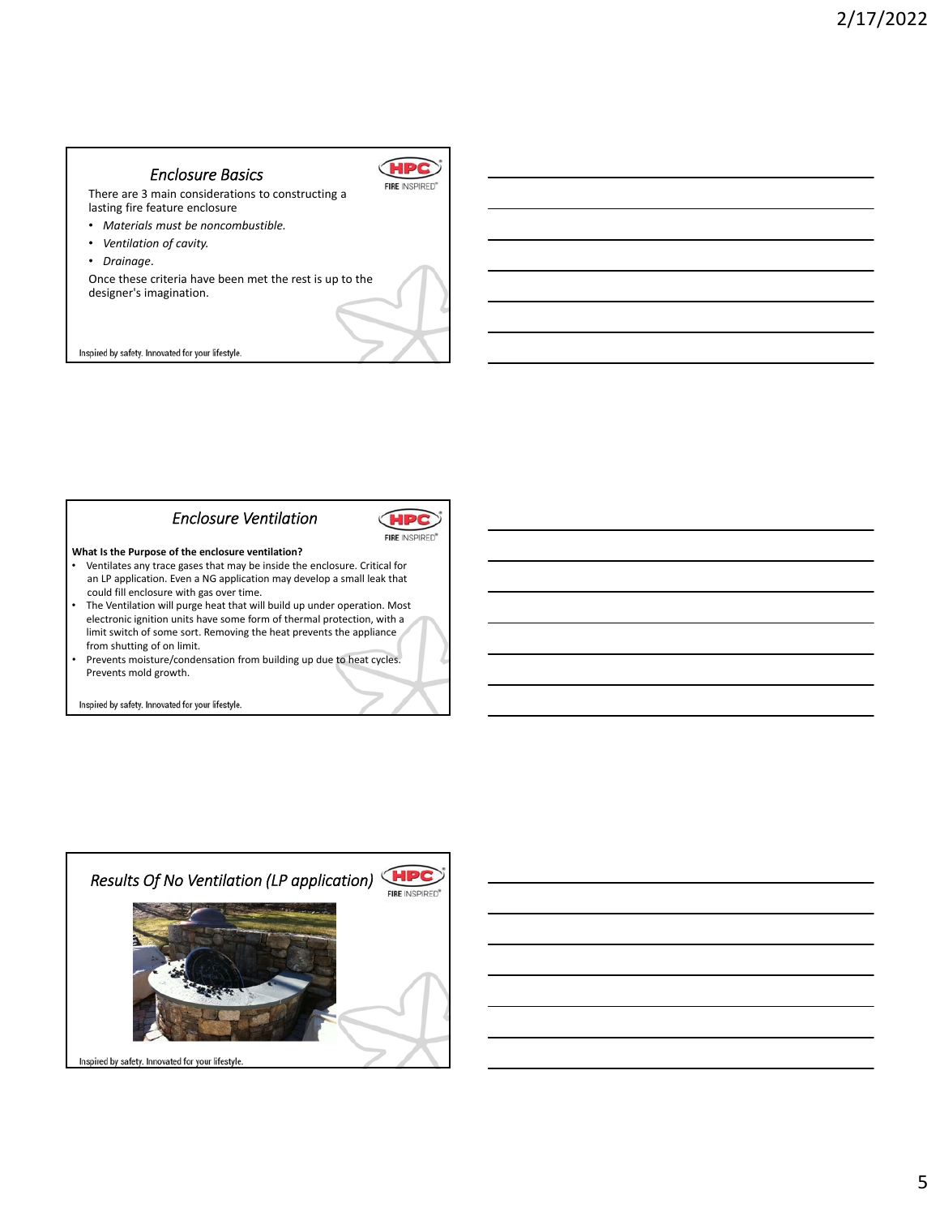## *Enclosure Basics*

There are 3 main considerations to constructing a lasting fire feature enclosure

- *Materials must be noncombustible.*
- *Ventilation of cavity.*
- *Drainage*.

Once these criteria have been met the rest is up to the designer's imagination.

Inspired by safety. Innovated for your lifestyle.

## *Enclosure Ventilation*

**What Is the Purpose of the enclosure ventilation?**

- Ventilates any trace gases that may be inside the enclosure. Critical for an LP application. Even a NG application may develop a small leak that could fill enclosure with gas over time.
- The Ventilation will purge heat that will build up under operation. Most electronic ignition units have some form of thermal protection, with a limit switch of some sort. Removing the heat prevents the appliance from shutting of on limit.
- Prevents moisture/condensation from building up due to heat cycles. Prevents mold growth.

Inspired by safety. Innovated for your lifestyle.

## *Results Of No Ventilation (LP application)*

Inspired by safety. Innovated for your lifestyle.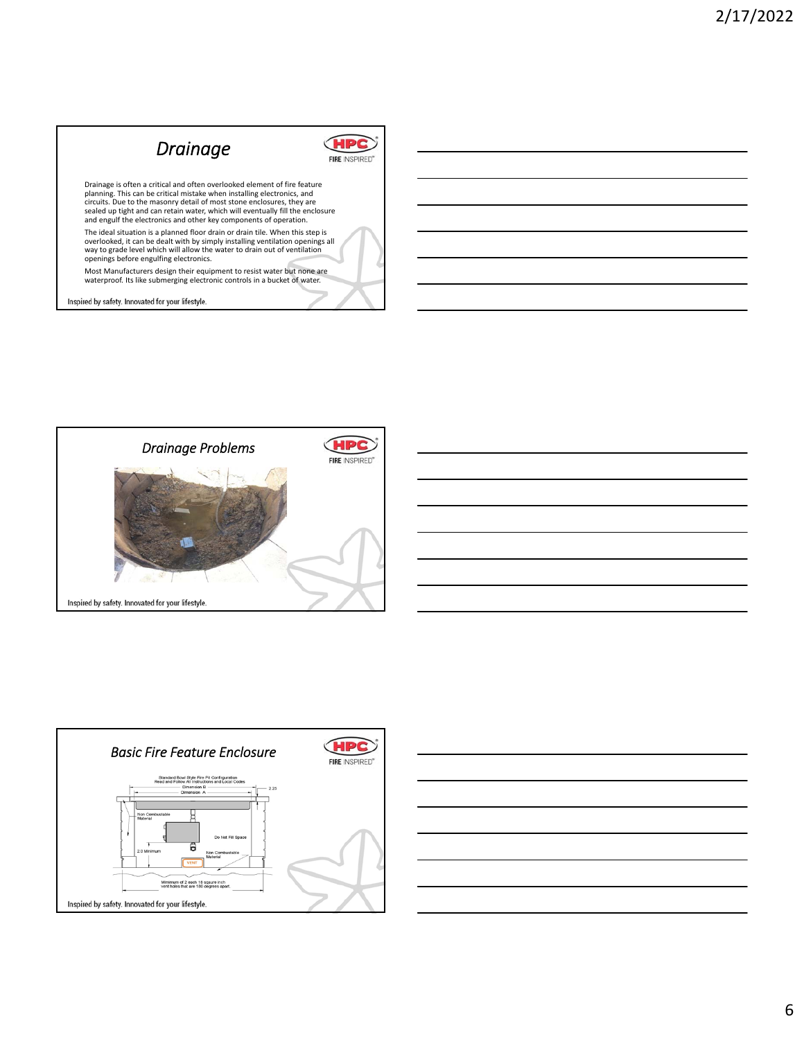## Drainage

Drainage is often a critical and often overlooked element of fire feature planning. This can be critical mistake when installing electronics, and circuits. Due to the masonry detail of most stone enclosures, they are sealed up tight and can retain water, which will eventually fill the enclosure and engulf the electronics and other key components of operation.

The ideal situation is a planned floor drain or drain tile. When this step is overlooked, it can be dealt with by simply installing ventilation openings all way to grade level which will allow the water to drain out of ventilation openings before engulfing electronics.

Most Manufacturers design their equipment to resist water but none are waterproof. Its like submerging electronic controls in a bucket of water.

Inspired by safety. Innovated for your lifestyle.

## Drainage Problems

Inspired by safety. Innovated for your lifestyle.

## Basic Fire Feature Enclosure

Standard Bowl Style Fire Pit Configuration
Read and Follow All Instructions and Local Codes

Dimension B
Dimension A
2.25
Non Combustable Material
Do Not Fill Space
2.0 Minimum
Non Combustable Material
VENT
Minimum of 2 each 18 square inch vent holes that are 180 degrees apart.

Inspired by safety. Innovated for your lifestyle.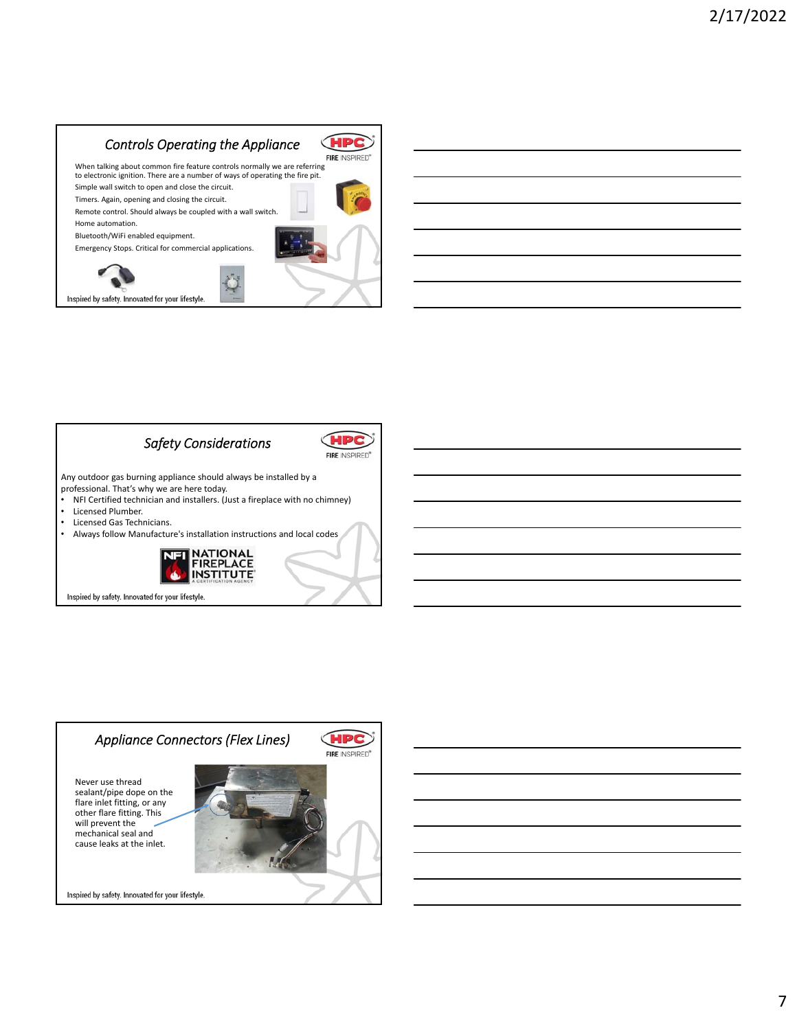## Controls Operating the Appliance

When talking about common fire feature controls normally we are referring to electronic ignition. There are a number of ways of operating the fire pit.

Simple wall switch to open and close the circuit.

Timers. Again, opening and closing the circuit.

Remote control. Should always be coupled with a wall switch.

Home automation.

Bluetooth/WiFi enabled equipment.

Emergency Stops. Critical for commercial applications.

Inspired by safety. Innovated for your lifestyle.

## Safety Considerations

Any outdoor gas burning appliance should always be installed by a professional. That's why we are here today.

- NFI Certified technician and installers. (Just a fireplace with no chimney)
- Licensed Plumber.
- Licensed Gas Technicians.
- Always follow Manufacture's installation instructions and local codes

NFI NATIONAL FIREPLACE INSTITUTE A CERTIFICATION AGENCY

Inspired by safety. Innovated for your lifestyle.

## Appliance Connectors (Flex Lines)

Never use thread sealant/pipe dope on the flare inlet fitting, or any other flare fitting. This will prevent the mechanical seal and cause leaks at the inlet.

Inspired by safety. Innovated for your lifestyle.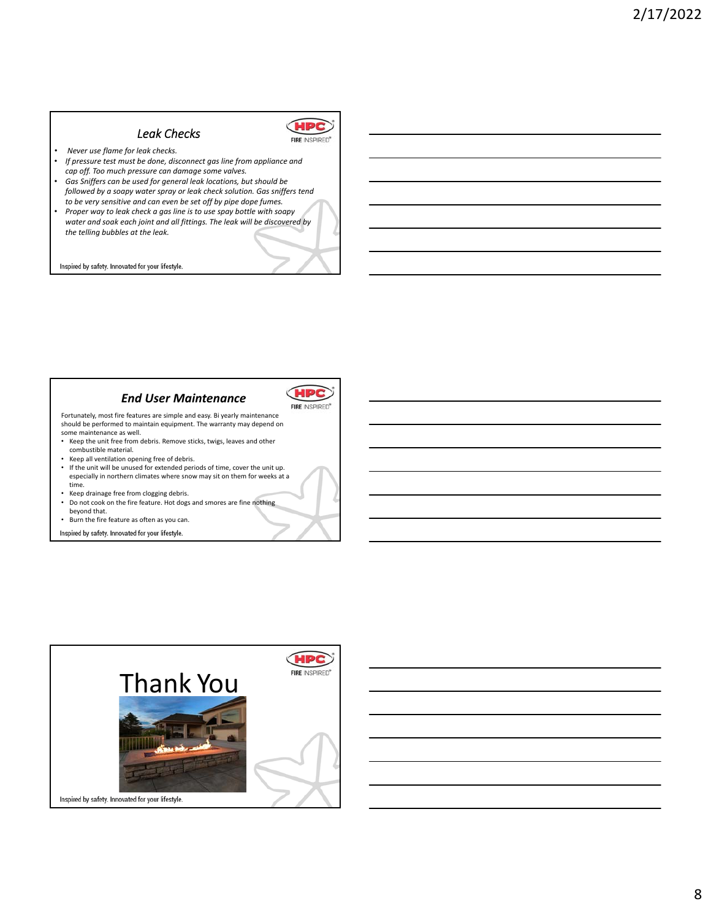## *Leak Checks*

- *Never use flame for leak checks.*
- *If pressure test must be done, disconnect gas line from appliance and cap off. Too much pressure can damage some valves.*
- *Gas Sniffers can be used for general leak locations, but should be followed by a soapy water spray or leak check solution. Gas sniffers tend to be very sensitive and can even be set off by pipe dope fumes.*
- *Proper way to leak check a gas line is to use spay bottle with soapy water and soak each joint and all fittings. The leak will be discovered by the telling bubbles at the leak.*

Inspired by safety. Innovated for your lifestyle.

## ***End User Maintenance***

Fortunately, most fire features are simple and easy. Bi yearly maintenance should be performed to maintain equipment. The warranty may depend on some maintenance as well.

- Keep the unit free from debris. Remove sticks, twigs, leaves and other combustible material.
- Keep all ventilation opening free of debris.
- If the unit will be unused for extended periods of time, cover the unit up. especially in northern climates where snow may sit on them for weeks at a time.
- Keep drainage free from clogging debris.
- Do not cook on the fire feature. Hot dogs and smores are fine nothing beyond that.
- Burn the fire feature as often as you can.

Inspired by safety. Innovated for your lifestyle.

# Thank You

Inspired by safety. Innovated for your lifestyle.